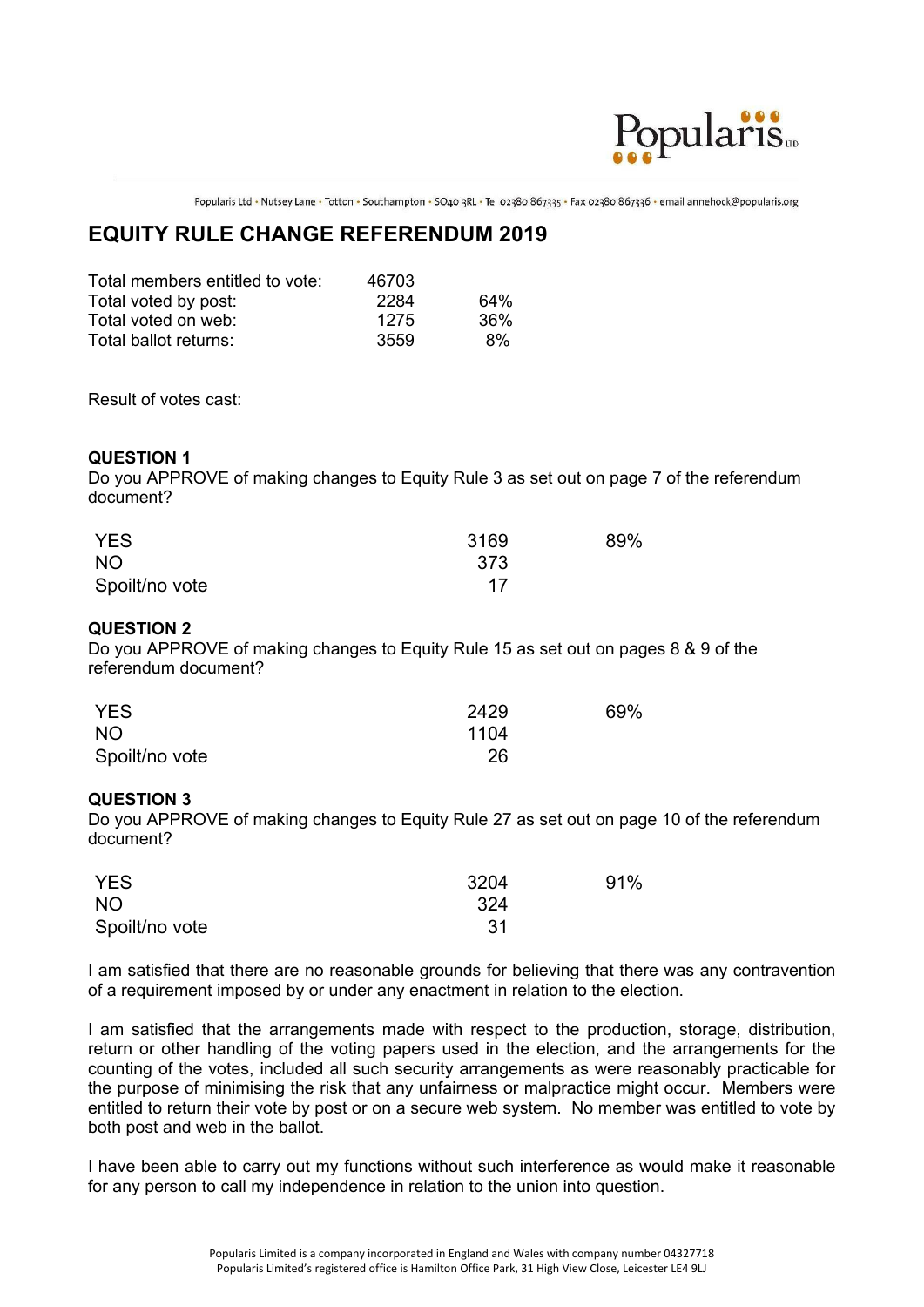Popularis Ltd • Nutsey Lane • Totton • Southampton • SO40 3RL • Tel 02380 867335 • Fax 02380 867336 • email annehock@popularis.org

# EQUITY RULE CHANGE REFERENDUM 2019

| | | |
|---|---|---|
| Total members entitled to vote: | 46703 | |
| Total voted by post: | 2284 | 64% |
| Total voted on web: | 1275 | 36% |
| Total ballot returns: | 3559 | 8% |

Result of votes cast:

**QUESTION 1**

Do you APPROVE of making changes to Equity Rule 3 as set out on page 7 of the referendum document?

| | | |
|---|---|---|
| YES | 3169 | 89% |
| NO | 373 | |
| Spoilt/no vote | 17 | |

**QUESTION 2**

Do you APPROVE of making changes to Equity Rule 15 as set out on pages 8 & 9 of the referendum document?

| | | |
|---|---|---|
| YES | 2429 | 69% |
| NO | 1104 | |
| Spoilt/no vote | 26 | |

**QUESTION 3**

Do you APPROVE of making changes to Equity Rule 27 as set out on page 10 of the referendum document?

| | | |
|---|---|---|
| YES | 3204 | 91% |
| NO | 324 | |
| Spoilt/no vote | 31 | |

I am satisfied that there are no reasonable grounds for believing that there was any contravention of a requirement imposed by or under any enactment in relation to the election.

I am satisfied that the arrangements made with respect to the production, storage, distribution, return or other handling of the voting papers used in the election, and the arrangements for the counting of the votes, included all such security arrangements as were reasonably practicable for the purpose of minimising the risk that any unfairness or malpractice might occur. Members were entitled to return their vote by post or on a secure web system. No member was entitled to vote by both post and web in the ballot.

I have been able to carry out my functions without such interference as would make it reasonable for any person to call my independence in relation to the union into question.

Popularis Limited is a company incorporated in England and Wales with company number 04327718
Popularis Limited's registered office is Hamilton Office Park, 31 High View Close, Leicester LE4 9LJ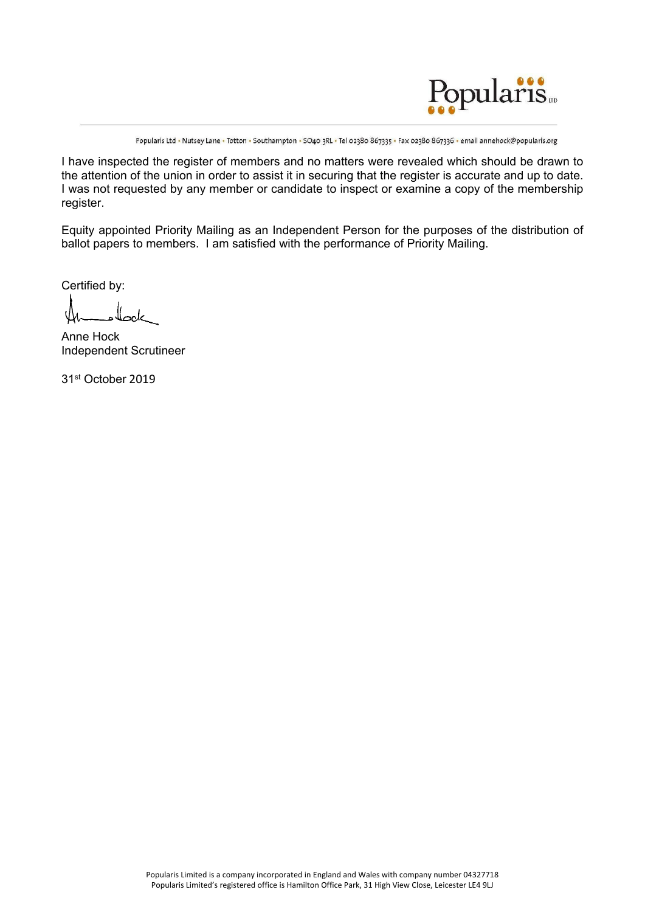Popularis Ltd • Nutsey Lane • Totton • Southampton • SO40 3RL • Tel 02380 867335 • Fax 02380 867336 • email annehock@popularis.org

I have inspected the register of members and no matters were revealed which should be drawn to the attention of the union in order to assist it in securing that the register is accurate and up to date. I was not requested by any member or candidate to inspect or examine a copy of the membership register.

Equity appointed Priority Mailing as an Independent Person for the purposes of the distribution of ballot papers to members. I am satisfied with the performance of Priority Mailing.

Certified by:

Anne Hock
Independent Scrutineer

31st October 2019

Popularis Limited is a company incorporated in England and Wales with company number 04327718
Popularis Limited's registered office is Hamilton Office Park, 31 High View Close, Leicester LE4 9LJ